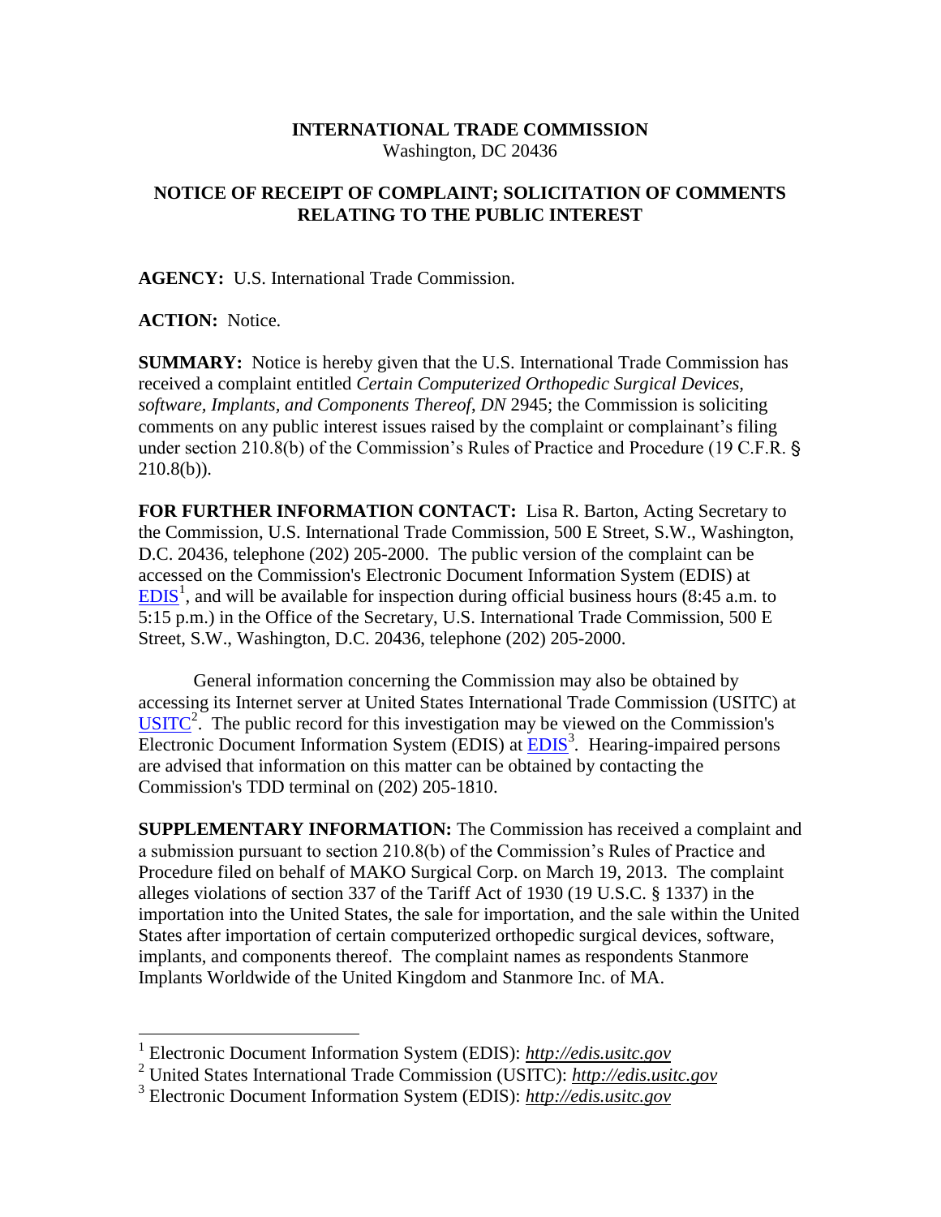**INTERNATIONAL TRADE COMMISSION**
Washington, DC 20436

**NOTICE OF RECEIPT OF COMPLAINT; SOLICITATION OF COMMENTS RELATING TO THE PUBLIC INTEREST**

**AGENCY:** U.S. International Trade Commission.

**ACTION:** Notice.

**SUMMARY:** Notice is hereby given that the U.S. International Trade Commission has received a complaint entitled *Certain Computerized Orthopedic Surgical Devices, software, Implants, and Components Thereof, DN* 2945; the Commission is soliciting comments on any public interest issues raised by the complaint or complainant's filing under section 210.8(b) of the Commission's Rules of Practice and Procedure (19 C.F.R. § 210.8(b)).

**FOR FURTHER INFORMATION CONTACT:** Lisa R. Barton, Acting Secretary to the Commission, U.S. International Trade Commission, 500 E Street, S.W., Washington, D.C. 20436, telephone (202) 205-2000. The public version of the complaint can be accessed on the Commission's Electronic Document Information System (EDIS) at EDIS[1], and will be available for inspection during official business hours (8:45 a.m. to 5:15 p.m.) in the Office of the Secretary, U.S. International Trade Commission, 500 E Street, S.W., Washington, D.C. 20436, telephone (202) 205-2000.

General information concerning the Commission may also be obtained by accessing its Internet server at United States International Trade Commission (USITC) at USITC[2]. The public record for this investigation may be viewed on the Commission's Electronic Document Information System (EDIS) at EDIS[3]. Hearing-impaired persons are advised that information on this matter can be obtained by contacting the Commission's TDD terminal on (202) 205-1810.

**SUPPLEMENTARY INFORMATION:** The Commission has received a complaint and a submission pursuant to section 210.8(b) of the Commission's Rules of Practice and Procedure filed on behalf of MAKO Surgical Corp. on March 19, 2013. The complaint alleges violations of section 337 of the Tariff Act of 1930 (19 U.S.C. § 1337) in the importation into the United States, the sale for importation, and the sale within the United States after importation of certain computerized orthopedic surgical devices, software, implants, and components thereof. The complaint names as respondents Stanmore Implants Worldwide of the United Kingdom and Stanmore Inc. of MA.

---

[1] Electronic Document Information System (EDIS): *http://edis.usitc.gov*

[2] United States International Trade Commission (USITC): *http://edis.usitc.gov*

[3] Electronic Document Information System (EDIS): *http://edis.usitc.gov*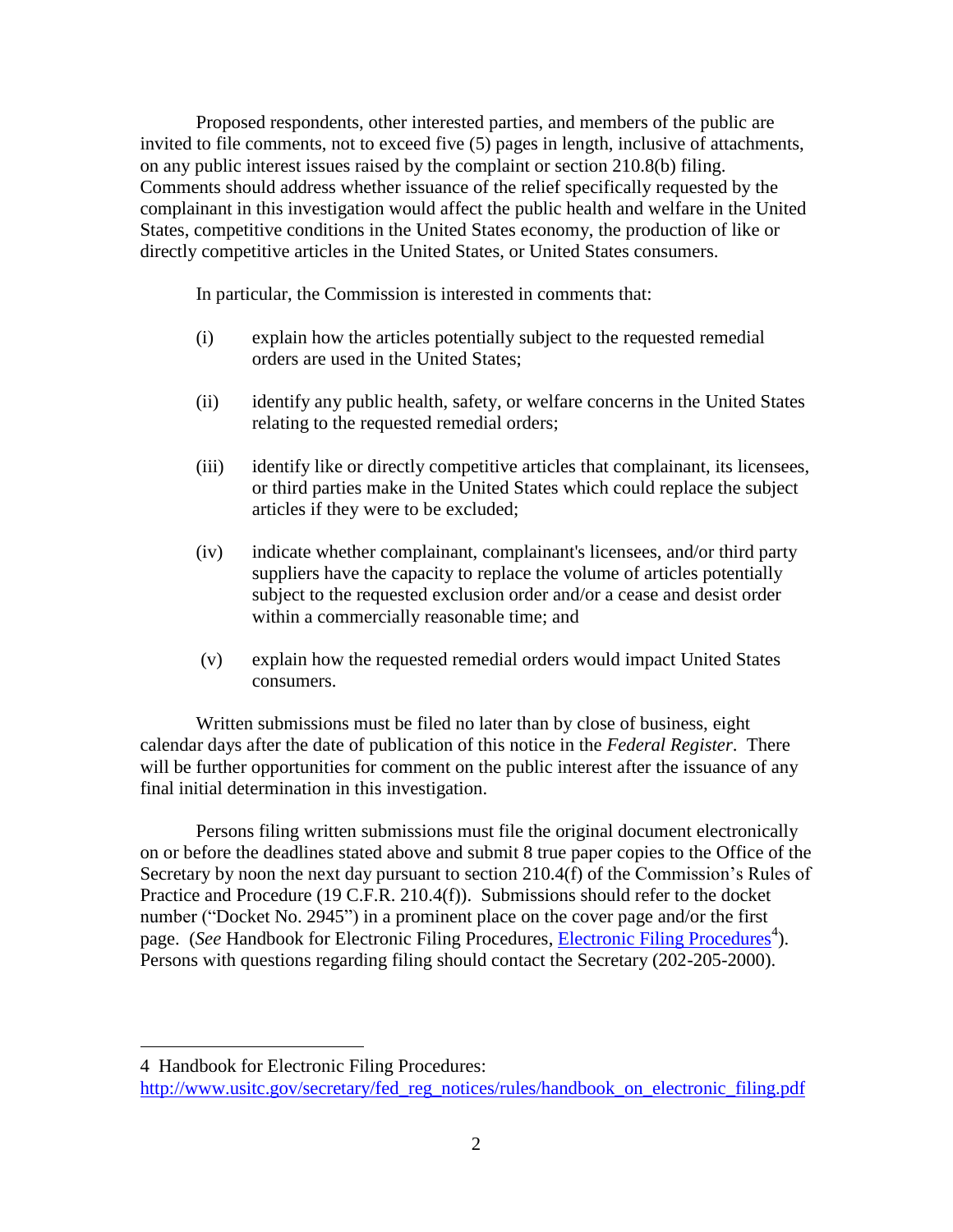Proposed respondents, other interested parties, and members of the public are invited to file comments, not to exceed five (5) pages in length, inclusive of attachments, on any public interest issues raised by the complaint or section 210.8(b) filing. Comments should address whether issuance of the relief specifically requested by the complainant in this investigation would affect the public health and welfare in the United States, competitive conditions in the United States economy, the production of like or directly competitive articles in the United States, or United States consumers.

In particular, the Commission is interested in comments that:

(i) explain how the articles potentially subject to the requested remedial orders are used in the United States;

(ii) identify any public health, safety, or welfare concerns in the United States relating to the requested remedial orders;

(iii) identify like or directly competitive articles that complainant, its licensees, or third parties make in the United States which could replace the subject articles if they were to be excluded;

(iv) indicate whether complainant, complainant's licensees, and/or third party suppliers have the capacity to replace the volume of articles potentially subject to the requested exclusion order and/or a cease and desist order within a commercially reasonable time; and

(v) explain how the requested remedial orders would impact United States consumers.

Written submissions must be filed no later than by close of business, eight calendar days after the date of publication of this notice in the *Federal Register*. There will be further opportunities for comment on the public interest after the issuance of any final initial determination in this investigation.

Persons filing written submissions must file the original document electronically on or before the deadlines stated above and submit 8 true paper copies to the Office of the Secretary by noon the next day pursuant to section 210.4(f) of the Commission's Rules of Practice and Procedure (19 C.F.R. 210.4(f)). Submissions should refer to the docket number ("Docket No. 2945") in a prominent place on the cover page and/or the first page. (*See* Handbook for Electronic Filing Procedures, Electronic Filing Procedures[4]). Persons with questions regarding filing should contact the Secretary (202-205-2000).

---

4 Handbook for Electronic Filing Procedures: http://www.usitc.gov/secretary/fed_reg_notices/rules/handbook_on_electronic_filing.pdf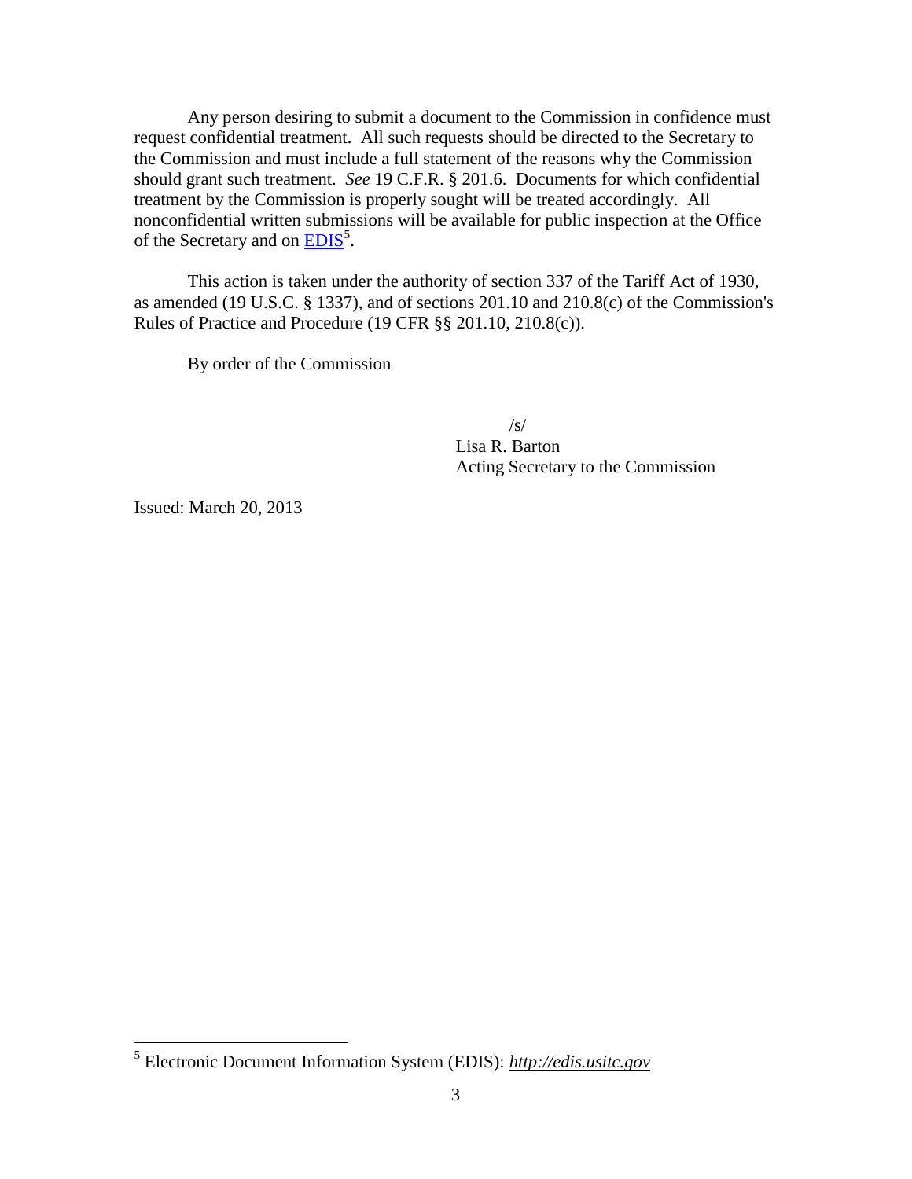Any person desiring to submit a document to the Commission in confidence must request confidential treatment. All such requests should be directed to the Secretary to the Commission and must include a full statement of the reasons why the Commission should grant such treatment. *See* 19 C.F.R. § 201.6. Documents for which confidential treatment by the Commission is properly sought will be treated accordingly. All nonconfidential written submissions will be available for public inspection at the Office of the Secretary and on EDIS[5].

This action is taken under the authority of section 337 of the Tariff Act of 1930, as amended (19 U.S.C. § 1337), and of sections 201.10 and 210.8(c) of the Commission's Rules of Practice and Procedure (19 CFR §§ 201.10, 210.8(c)).

By order of the Commission

/s/
Lisa R. Barton
Acting Secretary to the Commission

Issued: March 20, 2013

---

[5] Electronic Document Information System (EDIS): *http://edis.usitc.gov*